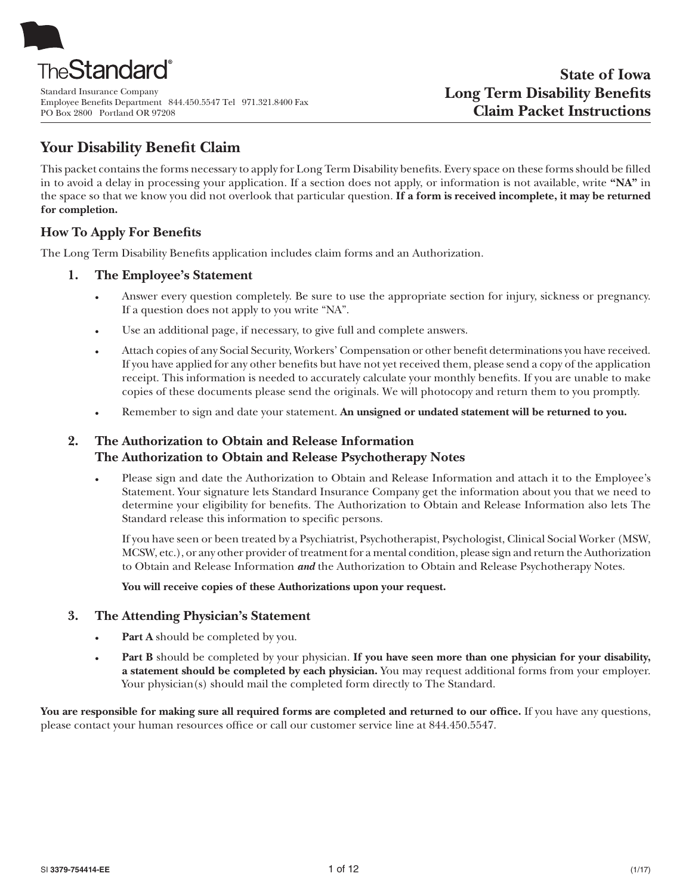TheStandard®

Standard Insurance Company
Employee Benefits Department 844.450.5547 Tel 971.321.8400 Fax
PO Box 2800 Portland OR 97208

**State of Iowa**
**Long Term Disability Benefits**
**Claim Packet Instructions**

## Your Disability Benefit Claim

This packet contains the forms necessary to apply for Long Term Disability benefits. Every space on these forms should be filled in to avoid a delay in processing your application. If a section does not apply, or information is not available, write **"NA"** in the space so that we know you did not overlook that particular question. **If a form is received incomplete, it may be returned for completion.**

### How To Apply For Benefits

The Long Term Disability Benefits application includes claim forms and an Authorization.

#### 1. The Employee's Statement

- Answer every question completely. Be sure to use the appropriate section for injury, sickness or pregnancy. If a question does not apply to you write "NA".
- Use an additional page, if necessary, to give full and complete answers.
- Attach copies of any Social Security, Workers' Compensation or other benefit determinations you have received. If you have applied for any other benefits but have not yet received them, please send a copy of the application receipt. This information is needed to accurately calculate your monthly benefits. If you are unable to make copies of these documents please send the originals. We will photocopy and return them to you promptly.
- Remember to sign and date your statement. **An unsigned or undated statement will be returned to you.**

#### 2. The Authorization to Obtain and Release Information The Authorization to Obtain and Release Psychotherapy Notes

- Please sign and date the Authorization to Obtain and Release Information and attach it to the Employee's Statement. Your signature lets Standard Insurance Company get the information about you that we need to determine your eligibility for benefits. The Authorization to Obtain and Release Information also lets The Standard release this information to specific persons.

  If you have seen or been treated by a Psychiatrist, Psychotherapist, Psychologist, Clinical Social Worker (MSW, MCSW, etc.), or any other provider of treatment for a mental condition, please sign and return the Authorization to Obtain and Release Information ***and*** the Authorization to Obtain and Release Psychotherapy Notes.

  **You will receive copies of these Authorizations upon your request.**

#### 3. The Attending Physician's Statement

- **Part A** should be completed by you.
- **Part B** should be completed by your physician. **If you have seen more than one physician for your disability, a statement should be completed by each physician.** You may request additional forms from your employer. Your physician(s) should mail the completed form directly to The Standard.

**You are responsible for making sure all required forms are completed and returned to our office.** If you have any questions, please contact your human resources office or call our customer service line at 844.450.5547.

SI 3379-754414-EE (1/17)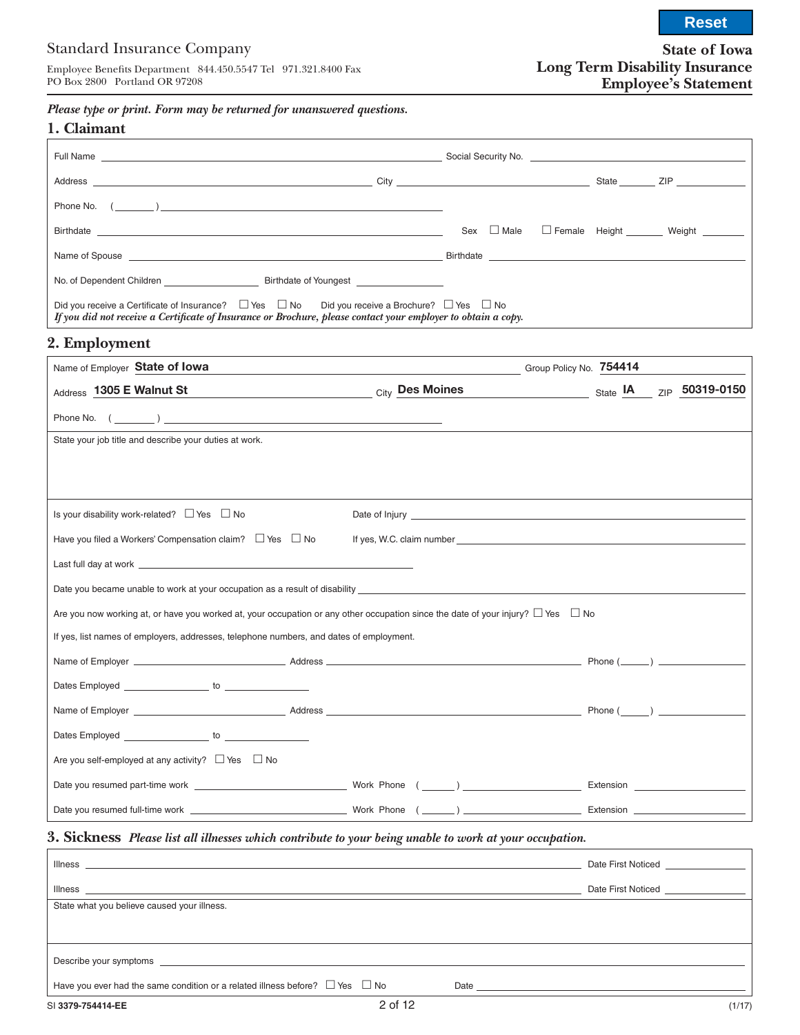Reset

Standard Insurance Company

Employee Benefits Department 844.450.5547 Tel 971.321.8400 Fax
PO Box 2800 Portland OR 97208

**State of Iowa**
**Long Term Disability Insurance**
**Employee's Statement**

*Please type or print. Form may be returned for unanswered questions.*

## 1. Claimant

Full Name ______________________ Social Security No. ______________________

Address ______________________ City ______________________ State ______ ZIP ______

Phone No. ( ______ ) ______________________

Birthdate ______________________ Sex ☐ Male ☐ Female Height ______ Weight ______

Name of Spouse ______________________ Birthdate ______________________

No. of Dependent Children ______________ Birthdate of Youngest ______________

Did you receive a Certificate of Insurance? ☐ Yes ☐ No Did you receive a Brochure? ☐ Yes ☐ No
*If you did not receive a Certificate of Insurance or Brochure, please contact your employer to obtain a copy.*

## 2. Employment

Name of Employer **State of Iowa** Group Policy No. **754414**

Address **1305 E Walnut St** City **Des Moines** State **IA** ZIP **50319-0150**

Phone No. ( ______ ) ______________________

State your job title and describe your duties at work.

Is your disability work-related? ☐ Yes ☐ No Date of Injury ______________________

Have you filed a Workers' Compensation claim? ☐ Yes ☐ No If yes, W.C. claim number ______________________

Last full day at work ______________________

Date you became unable to work at your occupation as a result of disability ______________________

Are you now working at, or have you worked at, your occupation or any other occupation since the date of your injury? ☐ Yes ☐ No

If yes, list names of employers, addresses, telephone numbers, and dates of employment.

Name of Employer ______________ Address ______________________ Phone ( ______ ) ______________

Dates Employed ______________ to ______________

Name of Employer ______________ Address ______________________ Phone ( ______ ) ______________

Dates Employed ______________ to ______________

Are you self-employed at any activity? ☐ Yes ☐ No

Date you resumed part-time work ______________ Work Phone ( ______ ) ______________ Extension ______________

Date you resumed full-time work ______________ Work Phone ( ______ ) ______________ Extension ______________

## 3. Sickness *Please list all illnesses which contribute to your being unable to work at your occupation.*

Illness ______________________ Date First Noticed ______________

Illness ______________________ Date First Noticed ______________

State what you believe caused your illness.

Describe your symptoms ______________________

Have you ever had the same condition or a related illness before? ☐ Yes ☐ No Date ______________________

SI **3379-754414-EE** (1/17)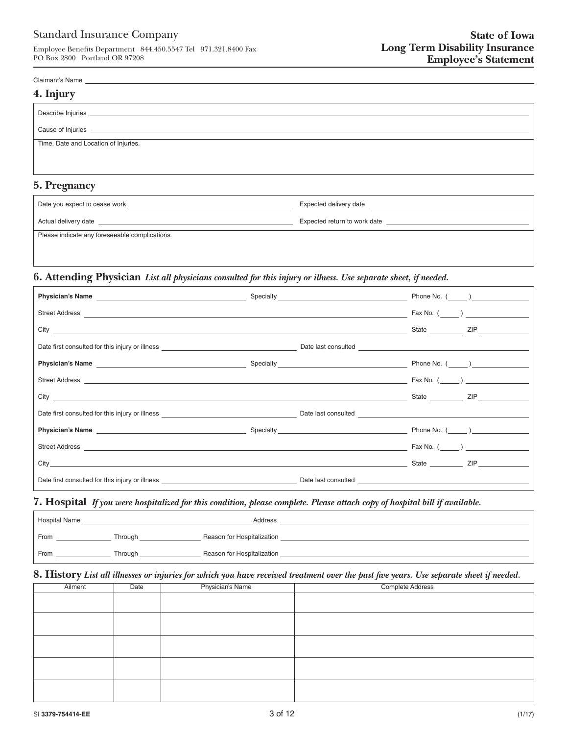Standard Insurance Company

Employee Benefits Department 844.450.5547 Tel 971.321.8400 Fax
PO Box 2800 Portland OR 97208

**State of Iowa**
**Long Term Disability Insurance**
**Employee's Statement**

Claimant's Name \_\_\_\_\_\_\_\_\_\_\_\_\_\_\_\_\_\_\_\_

## 4. Injury

Describe Injuries \_\_\_\_\_\_\_\_\_\_\_\_\_\_\_\_\_\_\_\_

Cause of Injuries \_\_\_\_\_\_\_\_\_\_\_\_\_\_\_\_\_\_\_\_

Time, Date and Location of Injuries.

## 5. Pregnancy

Date you expect to cease work \_\_\_\_\_\_\_\_\_\_ Expected delivery date \_\_\_\_\_\_\_\_\_\_

Actual delivery date \_\_\_\_\_\_\_\_\_\_ Expected return to work date \_\_\_\_\_\_\_\_\_\_

Please indicate any foreseeable complications.

## 6. Attending Physician *List all physicians consulted for this injury or illness. Use separate sheet, if needed.*

**Physician's Name** \_\_\_\_\_\_\_\_\_\_ Specialty \_\_\_\_\_\_\_\_\_\_ Phone No. (\_\_\_\_) \_\_\_\_\_\_\_\_\_\_

Street Address \_\_\_\_\_\_\_\_\_\_ Fax No. (\_\_\_\_) \_\_\_\_\_\_\_\_\_\_

City \_\_\_\_\_\_\_\_\_\_ State \_\_\_\_\_ ZIP \_\_\_\_\_\_\_

Date first consulted for this injury or illness \_\_\_\_\_\_\_\_\_\_ Date last consulted \_\_\_\_\_\_\_\_\_\_

**Physician's Name** \_\_\_\_\_\_\_\_\_\_ Specialty \_\_\_\_\_\_\_\_\_\_ Phone No. (\_\_\_\_) \_\_\_\_\_\_\_\_\_\_

Street Address \_\_\_\_\_\_\_\_\_\_ Fax No. (\_\_\_\_) \_\_\_\_\_\_\_\_\_\_

City \_\_\_\_\_\_\_\_\_\_ State \_\_\_\_\_ ZIP \_\_\_\_\_\_\_

Date first consulted for this injury or illness \_\_\_\_\_\_\_\_\_\_ Date last consulted \_\_\_\_\_\_\_\_\_\_

**Physician's Name** \_\_\_\_\_\_\_\_\_\_ Specialty \_\_\_\_\_\_\_\_\_\_ Phone No. (\_\_\_\_) \_\_\_\_\_\_\_\_\_\_

Street Address \_\_\_\_\_\_\_\_\_\_ Fax No. (\_\_\_\_) \_\_\_\_\_\_\_\_\_\_

City \_\_\_\_\_\_\_\_\_\_ State \_\_\_\_\_ ZIP \_\_\_\_\_\_\_

Date first consulted for this injury or illness \_\_\_\_\_\_\_\_\_\_ Date last consulted \_\_\_\_\_\_\_\_\_\_

## 7. Hospital *If you were hospitalized for this condition, please complete. Please attach copy of hospital bill if available.*

Hospital Name \_\_\_\_\_\_\_\_\_\_ Address \_\_\_\_\_\_\_\_\_\_

From \_\_\_\_\_\_\_ Through \_\_\_\_\_\_\_ Reason for Hospitalization \_\_\_\_\_\_\_\_\_\_

From \_\_\_\_\_\_\_ Through \_\_\_\_\_\_\_ Reason for Hospitalization \_\_\_\_\_\_\_\_\_\_

## 8. History *List all illnesses or injuries for which you have received treatment over the past five years. Use separate sheet if needed.*

| Ailment | Date | Physician's Name | Complete Address |
|---|---|---|---|
| | | | |
| | | | |
| | | | |
| | | | |
| | | | |

SI **3379-754414-EE** (1/17)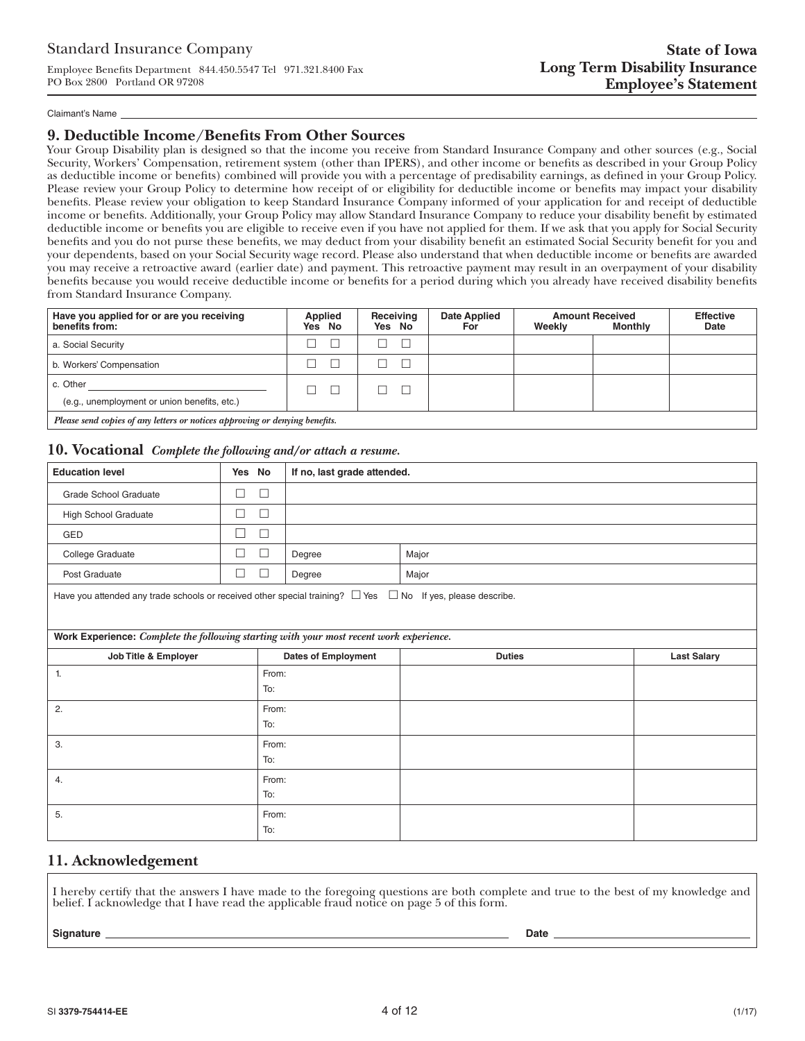Standard Insurance Company

Employee Benefits Department 844.450.5547 Tel 971.321.8400 Fax
PO Box 2800 Portland OR 97208

**State of Iowa**
**Long Term Disability Insurance**
**Employee's Statement**

Claimant's Name ______________________________

## 9. Deductible Income/Benefits From Other Sources

Your Group Disability plan is designed so that the income you receive from Standard Insurance Company and other sources (e.g., Social Security, Workers' Compensation, retirement system (other than IPERS), and other income or benefits as described in your Group Policy as deductible income or benefits) combined will provide you with a percentage of predisability earnings, as defined in your Group Policy. Please review your Group Policy to determine how receipt of or eligibility for deductible income or benefits may impact your disability benefits. Please review your obligation to keep Standard Insurance Company informed of your application for and receipt of deductible income or benefits. Additionally, your Group Policy may allow Standard Insurance Company to reduce your disability benefit by estimated deductible income or benefits you are eligible to receive even if you have not applied for them. If we ask that you apply for Social Security benefits and you do not purse these benefits, we may deduct from your disability benefit an estimated Social Security benefit for you and your dependents, based on your Social Security wage record. Please also understand that when deductible income or benefits are awarded you may receive a retroactive award (earlier date) and payment. This retroactive payment may result in an overpayment of your disability benefits because you would receive deductible income or benefits for a period during which you already have received disability benefits from Standard Insurance Company.

| Have you applied for or are you receiving benefits from: | Applied Yes No | Receiving Yes No | Date Applied For | Amount Received Weekly | Amount Received Monthly | Effective Date |
|---|---|---|---|---|---|---|
| a. Social Security | ☐ ☐ | ☐ ☐ | | | | |
| b. Workers' Compensation | ☐ ☐ | ☐ ☐ | | | | |
| c. Other ______________ (e.g., unemployment or union benefits, etc.) | ☐ ☐ | ☐ ☐ | | | | |
| *Please send copies of any letters or notices approving or denying benefits.* | | | | | | |

## 10. Vocational *Complete the following and/or attach a resume.*

| Education level | Yes No | If no, last grade attended. | |
|---|---|---|---|
| Grade School Graduate | ☐ ☐ | | |
| High School Graduate | ☐ ☐ | | |
| GED | ☐ ☐ | | |
| College Graduate | ☐ ☐ | Degree | Major |
| Post Graduate | ☐ ☐ | Degree | Major |

Have you attended any trade schools or received other special training? ☐ Yes ☐ No If yes, please describe.

**Work Experience:** *Complete the following starting with your most recent work experience.*

| Job Title & Employer | Dates of Employment | Duties | Last Salary |
|---|---|---|---|
| 1. | From: To: | | |
| 2. | From: To: | | |
| 3. | From: To: | | |
| 4. | From: To: | | |
| 5. | From: To: | | |

## 11. Acknowledgement

I hereby certify that the answers I have made to the foregoing questions are both complete and true to the best of my knowledge and belief. I acknowledge that I have read the applicable fraud notice on page 5 of this form.

**Signature** ______________________________ **Date** ______________

SI **3379-754414-EE** (1/17)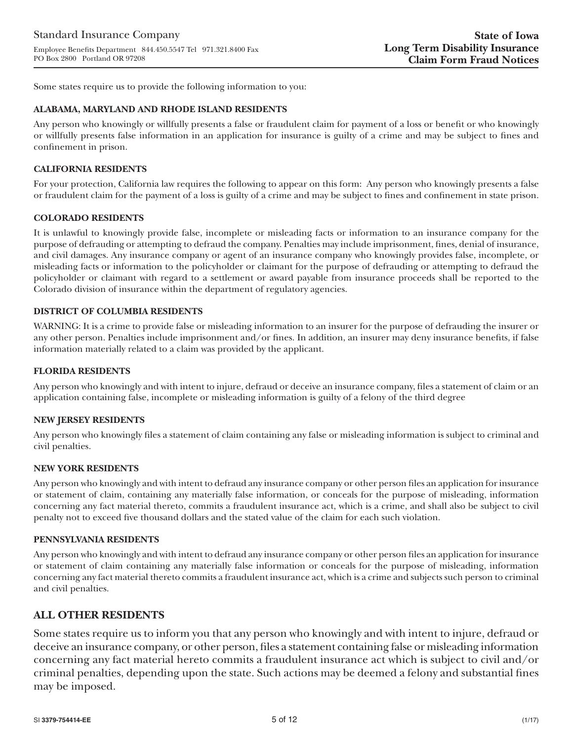Some states require us to provide the following information to you:

### ALABAMA, MARYLAND AND RHODE ISLAND RESIDENTS

Any person who knowingly or willfully presents a false or fraudulent claim for payment of a loss or benefit or who knowingly or willfully presents false information in an application for insurance is guilty of a crime and may be subject to fines and confinement in prison.

### CALIFORNIA RESIDENTS

For your protection, California law requires the following to appear on this form: Any person who knowingly presents a false or fraudulent claim for the payment of a loss is guilty of a crime and may be subject to fines and confinement in state prison.

### COLORADO RESIDENTS

It is unlawful to knowingly provide false, incomplete or misleading facts or information to an insurance company for the purpose of defrauding or attempting to defraud the company. Penalties may include imprisonment, fines, denial of insurance, and civil damages. Any insurance company or agent of an insurance company who knowingly provides false, incomplete, or misleading facts or information to the policyholder or claimant for the purpose of defrauding or attempting to defraud the policyholder or claimant with regard to a settlement or award payable from insurance proceeds shall be reported to the Colorado division of insurance within the department of regulatory agencies.

### DISTRICT OF COLUMBIA RESIDENTS

WARNING: It is a crime to provide false or misleading information to an insurer for the purpose of defrauding the insurer or any other person. Penalties include imprisonment and/or fines. In addition, an insurer may deny insurance benefits, if false information materially related to a claim was provided by the applicant.

### FLORIDA RESIDENTS

Any person who knowingly and with intent to injure, defraud or deceive an insurance company, files a statement of claim or an application containing false, incomplete or misleading information is guilty of a felony of the third degree

### NEW JERSEY RESIDENTS

Any person who knowingly files a statement of claim containing any false or misleading information is subject to criminal and civil penalties.

### NEW YORK RESIDENTS

Any person who knowingly and with intent to defraud any insurance company or other person files an application for insurance or statement of claim, containing any materially false information, or conceals for the purpose of misleading, information concerning any fact material thereto, commits a fraudulent insurance act, which is a crime, and shall also be subject to civil penalty not to exceed five thousand dollars and the stated value of the claim for each such violation.

### PENNSYLVANIA RESIDENTS

Any person who knowingly and with intent to defraud any insurance company or other person files an application for insurance or statement of claim containing any materially false information or conceals for the purpose of misleading, information concerning any fact material thereto commits a fraudulent insurance act, which is a crime and subjects such person to criminal and civil penalties.

## ALL OTHER RESIDENTS

Some states require us to inform you that any person who knowingly and with intent to injure, defraud or deceive an insurance company, or other person, files a statement containing false or misleading information concerning any fact material hereto commits a fraudulent insurance act which is subject to civil and/or criminal penalties, depending upon the state. Such actions may be deemed a felony and substantial fines may be imposed.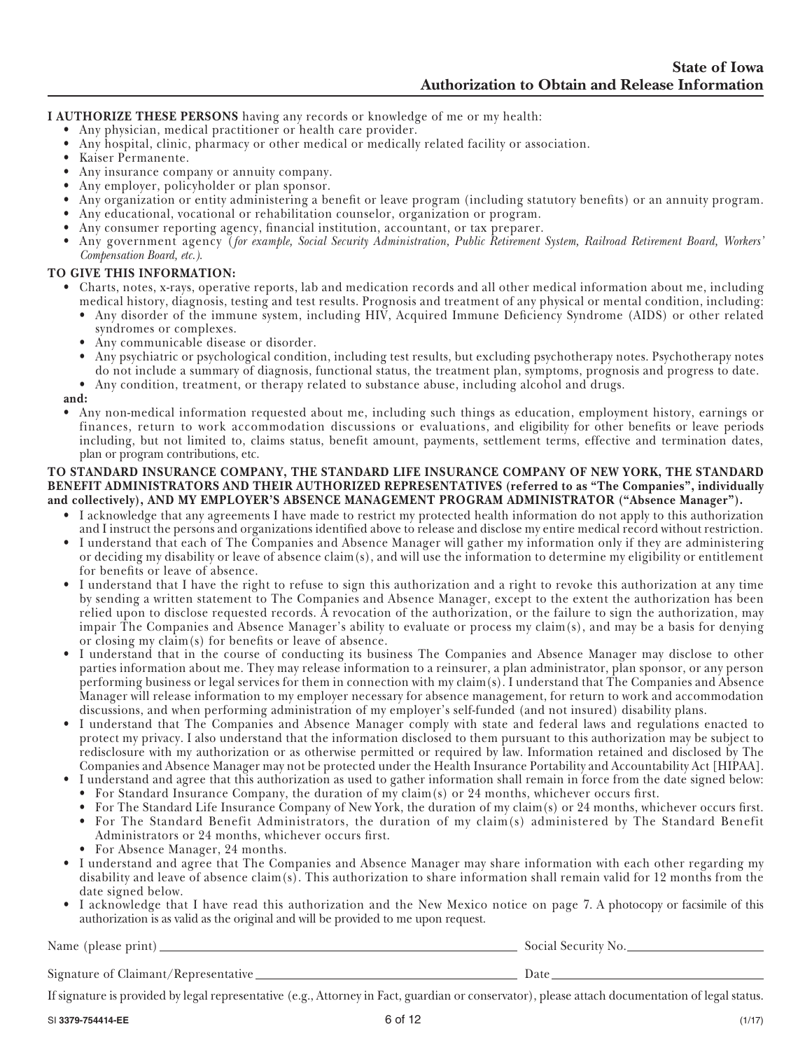# State of Iowa
## Authorization to Obtain and Release Information

**I AUTHORIZE THESE PERSONS** having any records or knowledge of me or my health:

- Any physician, medical practitioner or health care provider.
- Any hospital, clinic, pharmacy or other medical or medically related facility or association.
- Kaiser Permanente.
- Any insurance company or annuity company.
- Any employer, policyholder or plan sponsor.
- Any organization or entity administering a benefit or leave program (including statutory benefits) or an annuity program.
- Any educational, vocational or rehabilitation counselor, organization or program.
- Any consumer reporting agency, financial institution, accountant, or tax preparer.
- Any government agency (*for example, Social Security Administration, Public Retirement System, Railroad Retirement Board, Workers' Compensation Board, etc.*).

**TO GIVE THIS INFORMATION:**

- Charts, notes, x-rays, operative reports, lab and medication records and all other medical information about me, including medical history, diagnosis, testing and test results. Prognosis and treatment of any physical or mental condition, including:
  - Any disorder of the immune system, including HIV, Acquired Immune Deficiency Syndrome (AIDS) or other related syndromes or complexes.
  - Any communicable disease or disorder.
  - Any psychiatric or psychological condition, including test results, but excluding psychotherapy notes. Psychotherapy notes do not include a summary of diagnosis, functional status, the treatment plan, symptoms, prognosis and progress to date.
  - Any condition, treatment, or therapy related to substance abuse, including alcohol and drugs.

**and:**

- Any non-medical information requested about me, including such things as education, employment history, earnings or finances, return to work accommodation discussions or evaluations, and eligibility for other benefits or leave periods including, but not limited to, claims status, benefit amount, payments, settlement terms, effective and termination dates, plan or program contributions, etc.

**TO STANDARD INSURANCE COMPANY, THE STANDARD LIFE INSURANCE COMPANY OF NEW YORK, THE STANDARD BENEFIT ADMINISTRATORS AND THEIR AUTHORIZED REPRESENTATIVES (referred to as "The Companies", individually and collectively), AND MY EMPLOYER'S ABSENCE MANAGEMENT PROGRAM ADMINISTRATOR ("Absence Manager").**

- I acknowledge that any agreements I have made to restrict my protected health information do not apply to this authorization and I instruct the persons and organizations identified above to release and disclose my entire medical record without restriction.
- I understand that each of The Companies and Absence Manager will gather my information only if they are administering or deciding my disability or leave of absence claim(s), and will use the information to determine my eligibility or entitlement for benefits or leave of absence.
- I understand that I have the right to refuse to sign this authorization and a right to revoke this authorization at any time by sending a written statement to The Companies and Absence Manager, except to the extent the authorization has been relied upon to disclose requested records. A revocation of the authorization, or the failure to sign the authorization, may impair The Companies and Absence Manager's ability to evaluate or process my claim(s), and may be a basis for denying or closing my claim(s) for benefits or leave of absence.
- I understand that in the course of conducting its business The Companies and Absence Manager may disclose to other parties information about me. They may release information to a reinsurer, a plan administrator, plan sponsor, or any person performing business or legal services for them in connection with my claim(s). I understand that The Companies and Absence Manager will release information to my employer necessary for absence management, for return to work and accommodation discussions, and when performing administration of my employer's self-funded (and not insured) disability plans.
- I understand that The Companies and Absence Manager comply with state and federal laws and regulations enacted to protect my privacy. I also understand that the information disclosed to them pursuant to this authorization may be subject to redisclosure with my authorization or as otherwise permitted or required by law. Information retained and disclosed by The Companies and Absence Manager may not be protected under the Health Insurance Portability and Accountability Act [HIPAA].
- I understand and agree that this authorization as used to gather information shall remain in force from the date signed below:
  - For Standard Insurance Company, the duration of my claim(s) or 24 months, whichever occurs first.
  - For The Standard Life Insurance Company of New York, the duration of my claim(s) or 24 months, whichever occurs first.
  - For The Standard Benefit Administrators, the duration of my claim(s) administered by The Standard Benefit Administrators or 24 months, whichever occurs first.
  - For Absence Manager, 24 months.
- I understand and agree that The Companies and Absence Manager may share information with each other regarding my disability and leave of absence claim(s). This authorization to share information shall remain valid for 12 months from the date signed below.
- I acknowledge that I have read this authorization and the New Mexico notice on page 7. A photocopy or facsimile of this authorization is as valid as the original and will be provided to me upon request.

Name (please print) ______________________________ Social Security No. ______________

Signature of Claimant/Representative ______________________________ Date ______________

If signature is provided by legal representative (e.g., Attorney in Fact, guardian or conservator), please attach documentation of legal status.

SI 3379-754414-EE (1/17)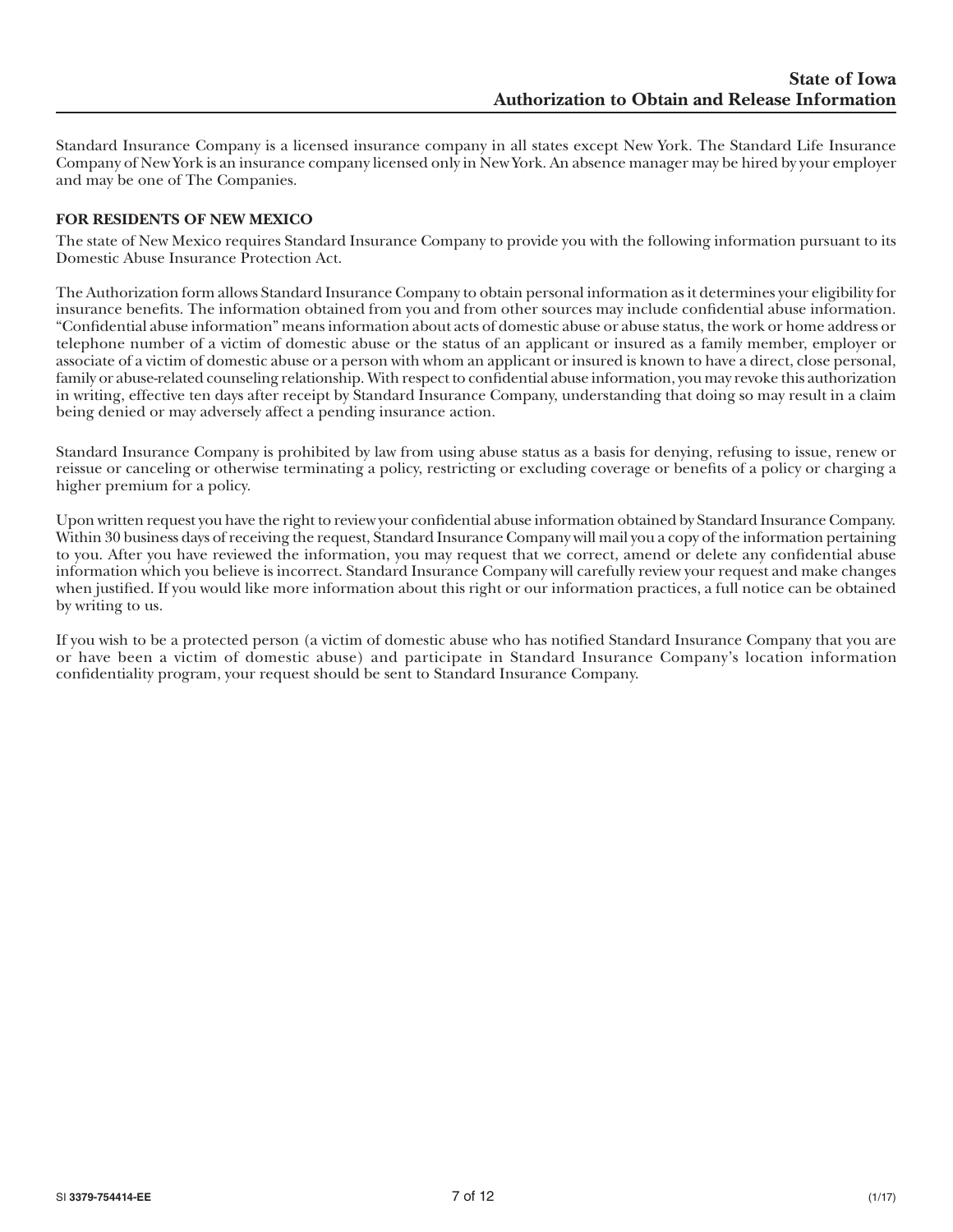Standard Insurance Company is a licensed insurance company in all states except New York. The Standard Life Insurance Company of New York is an insurance company licensed only in New York. An absence manager may be hired by your employer and may be one of The Companies.

**FOR RESIDENTS OF NEW MEXICO**

The state of New Mexico requires Standard Insurance Company to provide you with the following information pursuant to its Domestic Abuse Insurance Protection Act.

The Authorization form allows Standard Insurance Company to obtain personal information as it determines your eligibility for insurance benefits. The information obtained from you and from other sources may include confidential abuse information. "Confidential abuse information" means information about acts of domestic abuse or abuse status, the work or home address or telephone number of a victim of domestic abuse or the status of an applicant or insured as a family member, employer or associate of a victim of domestic abuse or a person with whom an applicant or insured is known to have a direct, close personal, family or abuse-related counseling relationship. With respect to confidential abuse information, you may revoke this authorization in writing, effective ten days after receipt by Standard Insurance Company, understanding that doing so may result in a claim being denied or may adversely affect a pending insurance action.

Standard Insurance Company is prohibited by law from using abuse status as a basis for denying, refusing to issue, renew or reissue or canceling or otherwise terminating a policy, restricting or excluding coverage or benefits of a policy or charging a higher premium for a policy.

Upon written request you have the right to review your confidential abuse information obtained by Standard Insurance Company. Within 30 business days of receiving the request, Standard Insurance Company will mail you a copy of the information pertaining to you. After you have reviewed the information, you may request that we correct, amend or delete any confidential abuse information which you believe is incorrect. Standard Insurance Company will carefully review your request and make changes when justified. If you would like more information about this right or our information practices, a full notice can be obtained by writing to us.

If you wish to be a protected person (a victim of domestic abuse who has notified Standard Insurance Company that you are or have been a victim of domestic abuse) and participate in Standard Insurance Company's location information confidentiality program, your request should be sent to Standard Insurance Company.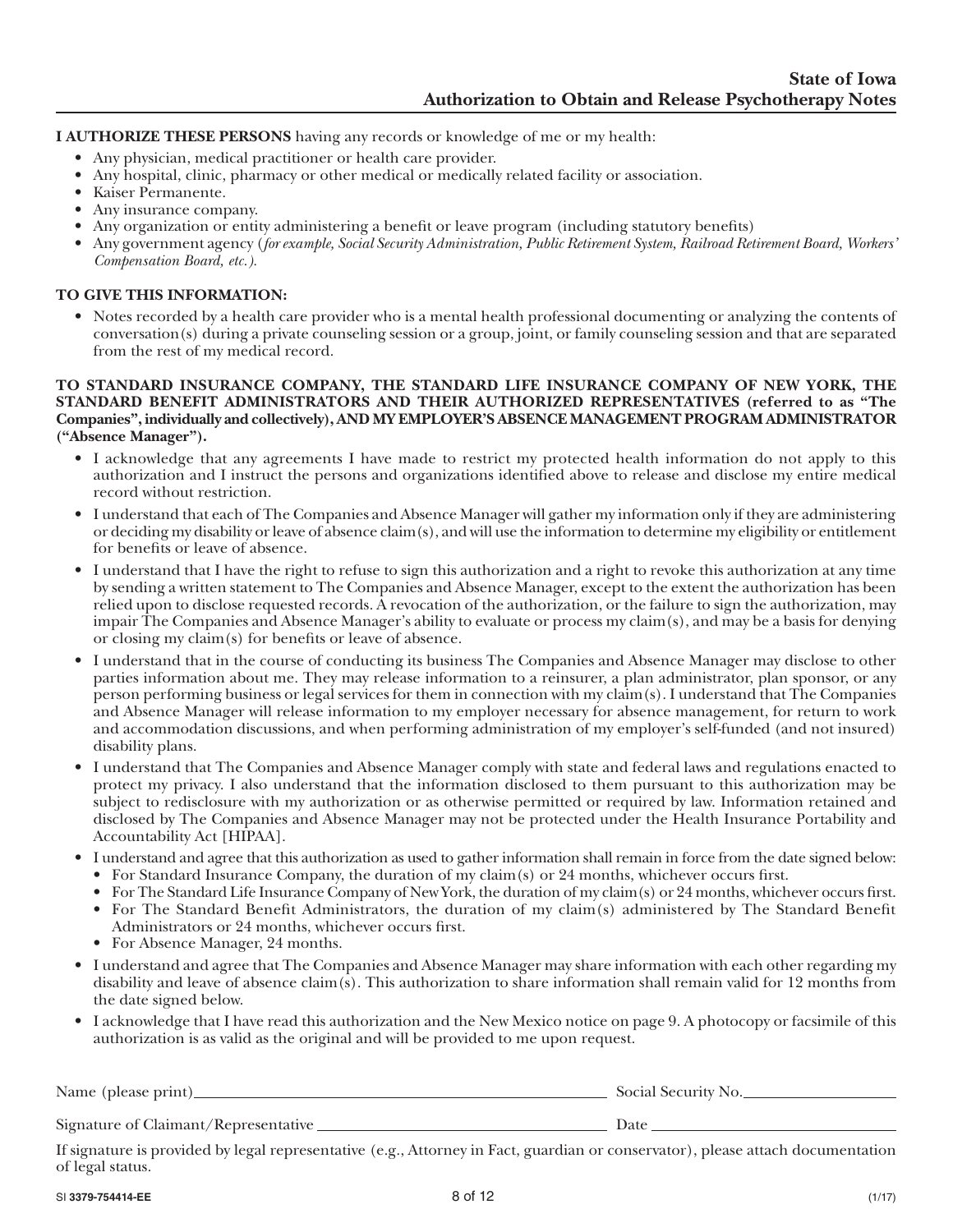## State of Iowa
## Authorization to Obtain and Release Psychotherapy Notes

**I AUTHORIZE THESE PERSONS** having any records or knowledge of me or my health:

- Any physician, medical practitioner or health care provider.
- Any hospital, clinic, pharmacy or other medical or medically related facility or association.
- Kaiser Permanente.
- Any insurance company.
- Any organization or entity administering a benefit or leave program (including statutory benefits)
- Any government agency (*for example, Social Security Administration, Public Retirement System, Railroad Retirement Board, Workers' Compensation Board, etc.*).

**TO GIVE THIS INFORMATION:**

- Notes recorded by a health care provider who is a mental health professional documenting or analyzing the contents of conversation(s) during a private counseling session or a group, joint, or family counseling session and that are separated from the rest of my medical record.

**TO STANDARD INSURANCE COMPANY, THE STANDARD LIFE INSURANCE COMPANY OF NEW YORK, THE STANDARD BENEFIT ADMINISTRATORS AND THEIR AUTHORIZED REPRESENTATIVES (referred to as "The Companies", individually and collectively), AND MY EMPLOYER'S ABSENCE MANAGEMENT PROGRAM ADMINISTRATOR ("Absence Manager").**

- I acknowledge that any agreements I have made to restrict my protected health information do not apply to this authorization and I instruct the persons and organizations identified above to release and disclose my entire medical record without restriction.
- I understand that each of The Companies and Absence Manager will gather my information only if they are administering or deciding my disability or leave of absence claim(s), and will use the information to determine my eligibility or entitlement for benefits or leave of absence.
- I understand that I have the right to refuse to sign this authorization and a right to revoke this authorization at any time by sending a written statement to The Companies and Absence Manager, except to the extent the authorization has been relied upon to disclose requested records. A revocation of the authorization, or the failure to sign the authorization, may impair The Companies and Absence Manager's ability to evaluate or process my claim(s), and may be a basis for denying or closing my claim(s) for benefits or leave of absence.
- I understand that in the course of conducting its business The Companies and Absence Manager may disclose to other parties information about me. They may release information to a reinsurer, a plan administrator, plan sponsor, or any person performing business or legal services for them in connection with my claim(s). I understand that The Companies and Absence Manager will release information to my employer necessary for absence management, for return to work and accommodation discussions, and when performing administration of my employer's self-funded (and not insured) disability plans.
- I understand that The Companies and Absence Manager comply with state and federal laws and regulations enacted to protect my privacy. I also understand that the information disclosed to them pursuant to this authorization may be subject to redisclosure with my authorization or as otherwise permitted or required by law. Information retained and disclosed by The Companies and Absence Manager may not be protected under the Health Insurance Portability and Accountability Act [HIPAA].
- I understand and agree that this authorization as used to gather information shall remain in force from the date signed below:
  - For Standard Insurance Company, the duration of my claim(s) or 24 months, whichever occurs first.
  - For The Standard Life Insurance Company of New York, the duration of my claim(s) or 24 months, whichever occurs first.
  - For The Standard Benefit Administrators, the duration of my claim(s) administered by The Standard Benefit Administrators or 24 months, whichever occurs first.
  - For Absence Manager, 24 months.
- I understand and agree that The Companies and Absence Manager may share information with each other regarding my disability and leave of absence claim(s). This authorization to share information shall remain valid for 12 months from the date signed below.
- I acknowledge that I have read this authorization and the New Mexico notice on page 9. A photocopy or facsimile of this authorization is as valid as the original and will be provided to me upon request.

Name (please print)\_\_\_\_\_\_\_\_\_\_\_\_\_\_\_\_\_\_\_\_\_\_\_\_\_\_\_\_\_\_ Social Security No.\_\_\_\_\_\_\_\_\_\_\_\_\_\_\_\_

Signature of Claimant/Representative \_\_\_\_\_\_\_\_\_\_\_\_\_\_\_\_\_\_\_\_\_\_\_\_ Date \_\_\_\_\_\_\_\_\_\_\_\_\_\_\_\_

If signature is provided by legal representative (e.g., Attorney in Fact, guardian or conservator), please attach documentation of legal status.

SI 3379-754414-EE (1/17)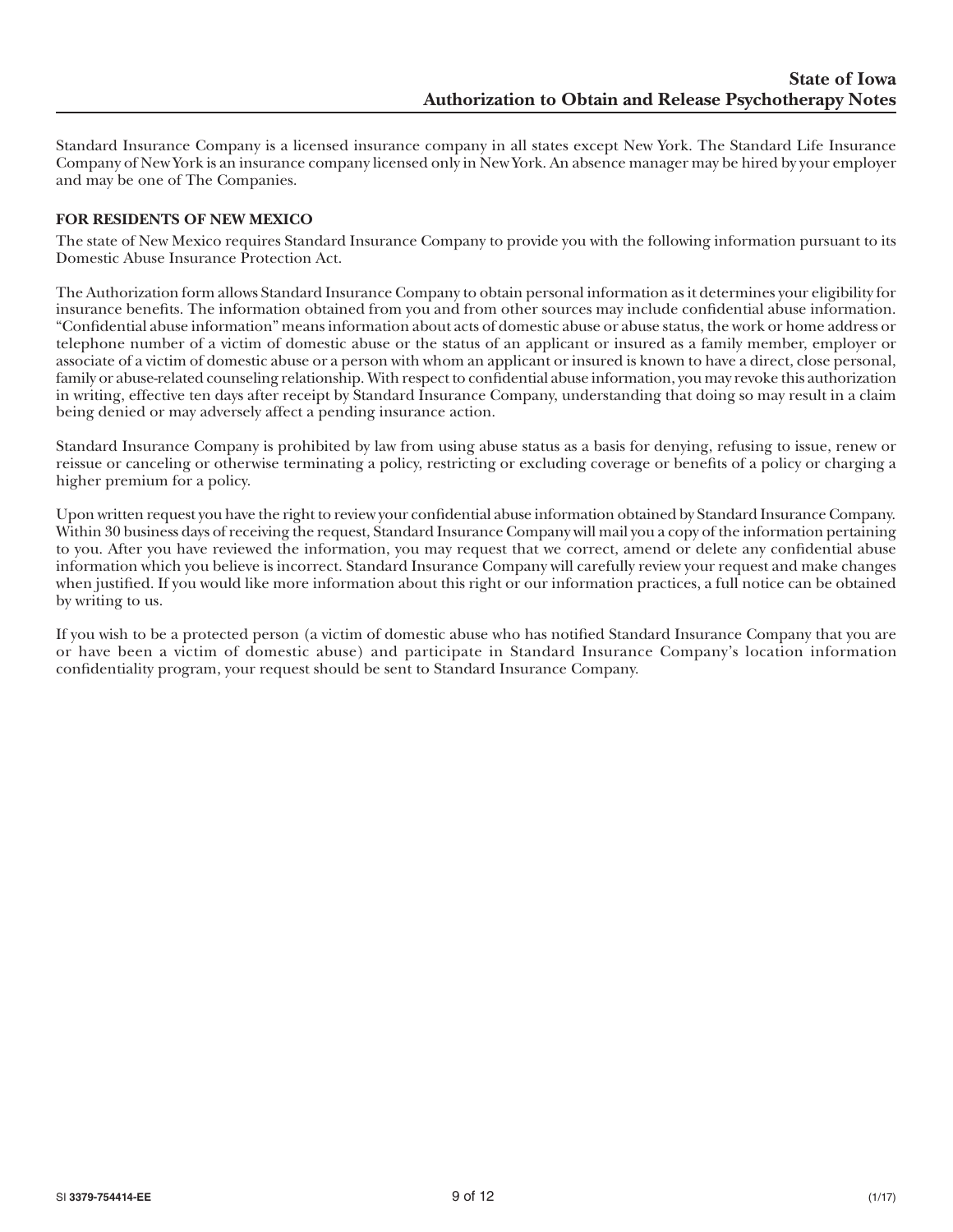Standard Insurance Company is a licensed insurance company in all states except New York. The Standard Life Insurance Company of New York is an insurance company licensed only in New York. An absence manager may be hired by your employer and may be one of The Companies.

**FOR RESIDENTS OF NEW MEXICO**

The state of New Mexico requires Standard Insurance Company to provide you with the following information pursuant to its Domestic Abuse Insurance Protection Act.

The Authorization form allows Standard Insurance Company to obtain personal information as it determines your eligibility for insurance benefits. The information obtained from you and from other sources may include confidential abuse information. "Confidential abuse information" means information about acts of domestic abuse or abuse status, the work or home address or telephone number of a victim of domestic abuse or the status of an applicant or insured as a family member, employer or associate of a victim of domestic abuse or a person with whom an applicant or insured is known to have a direct, close personal, family or abuse-related counseling relationship. With respect to confidential abuse information, you may revoke this authorization in writing, effective ten days after receipt by Standard Insurance Company, understanding that doing so may result in a claim being denied or may adversely affect a pending insurance action.

Standard Insurance Company is prohibited by law from using abuse status as a basis for denying, refusing to issue, renew or reissue or canceling or otherwise terminating a policy, restricting or excluding coverage or benefits of a policy or charging a higher premium for a policy.

Upon written request you have the right to review your confidential abuse information obtained by Standard Insurance Company. Within 30 business days of receiving the request, Standard Insurance Company will mail you a copy of the information pertaining to you. After you have reviewed the information, you may request that we correct, amend or delete any confidential abuse information which you believe is incorrect. Standard Insurance Company will carefully review your request and make changes when justified. If you would like more information about this right or our information practices, a full notice can be obtained by writing to us.

If you wish to be a protected person (a victim of domestic abuse who has notified Standard Insurance Company that you are or have been a victim of domestic abuse) and participate in Standard Insurance Company's location information confidentiality program, your request should be sent to Standard Insurance Company.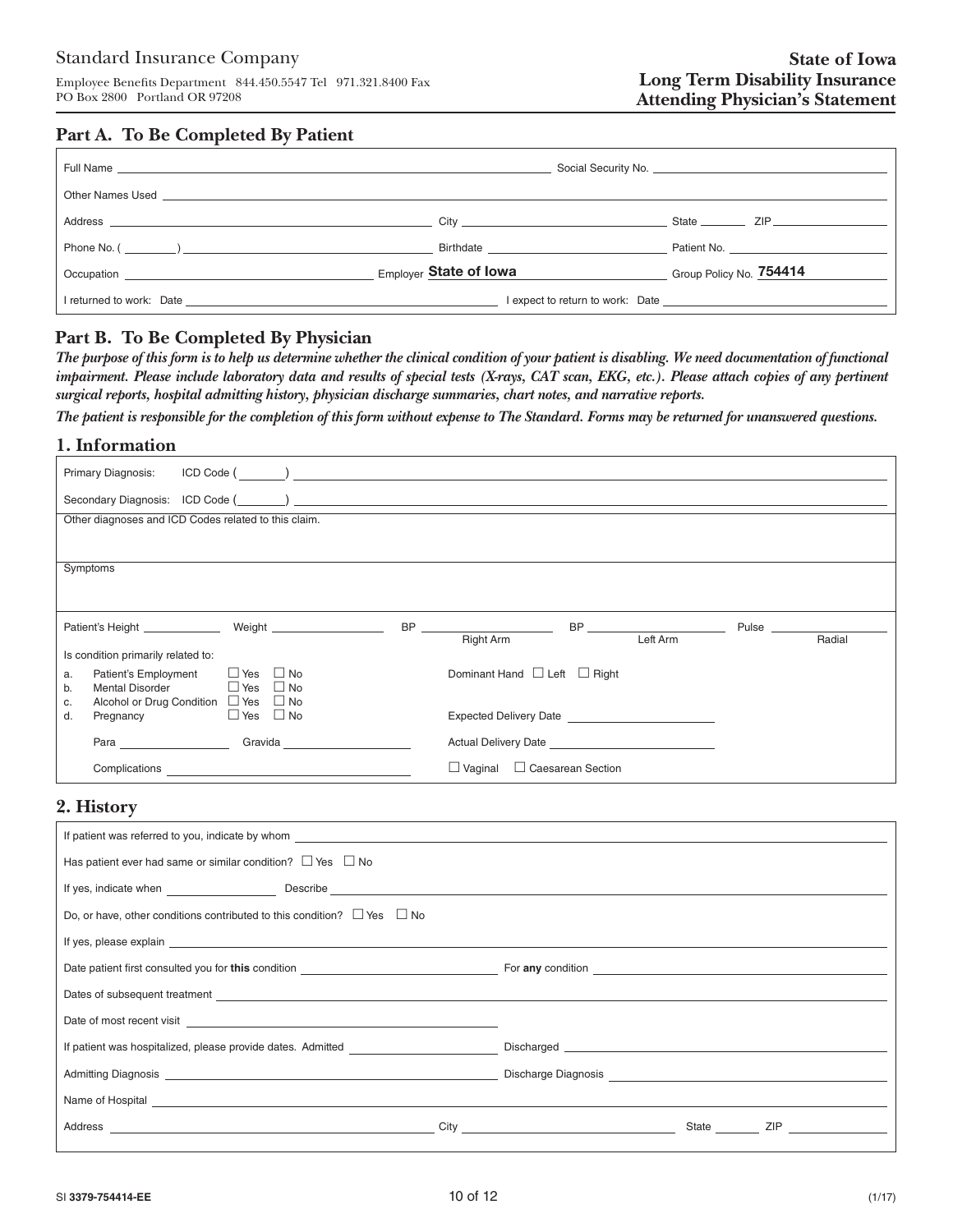Standard Insurance Company

Employee Benefits Department 844.450.5547 Tel 971.321.8400 Fax
PO Box 2800 Portland OR 97208

**State of Iowa**
**Long Term Disability Insurance**
**Attending Physician's Statement**

## Part A. To Be Completed By Patient

Full Name ______________________ Social Security No. ______________________

Other Names Used ______________________

Address ______________________ City ______________________ State ________ ZIP ____________

Phone No. ( ________ ) ______________________ Birthdate ______________________ Patient No. ______________________

Occupation ______________________ Employer **State of Iowa** Group Policy No. **754414**

I returned to work: Date ______________________ I expect to return to work: Date ______________________

## Part B. To Be Completed By Physician

***The purpose of this form is to help us determine whether the clinical condition of your patient is disabling. We need documentation of functional impairment. Please include laboratory data and results of special tests (X-rays, CAT scan, EKG, etc.). Please attach copies of any pertinent surgical reports, hospital admitting history, physician discharge summaries, chart notes, and narrative reports.***

***The patient is responsible for the completion of this form without expense to The Standard. Forms may be returned for unanswered questions.***

## 1. Information

Primary Diagnosis: ICD Code ( ________ ) ______________________

Secondary Diagnosis: ICD Code ( ________ ) ______________________

Other diagnoses and ICD Codes related to this claim.

Symptoms

Patient's Height ____________ Weight ____________ BP ____________ (Right Arm) BP ____________ (Left Arm) Pulse ____________ (Radial)

Is condition primarily related to:

a. Patient's Employment ☐ Yes ☐ No
b. Mental Disorder ☐ Yes ☐ No
c. Alcohol or Drug Condition ☐ Yes ☐ No
d. Pregnancy ☐ Yes ☐ No

Dominant Hand ☐ Left ☐ Right

Expected Delivery Date ______________________

Para ____________ Gravida ____________

Actual Delivery Date ______________________

Complications ______________________

☐ Vaginal ☐ Caesarean Section

## 2. History

If patient was referred to you, indicate by whom ______________________

Has patient ever had same or similar condition? ☐ Yes ☐ No

If yes, indicate when ____________ Describe ______________________

Do, or have, other conditions contributed to this condition? ☐ Yes ☐ No

If yes, please explain ______________________

Date patient first consulted you for **this** condition ______________________ For **any** condition ______________________

Dates of subsequent treatment ______________________

Date of most recent visit ______________________

If patient was hospitalized, please provide dates. Admitted ______________________ Discharged ______________________

Admitting Diagnosis ______________________ Discharge Diagnosis ______________________

Name of Hospital ______________________

Address ______________________ City ______________________ State ________ ZIP ____________

SI **3379-754414-EE** (1/17)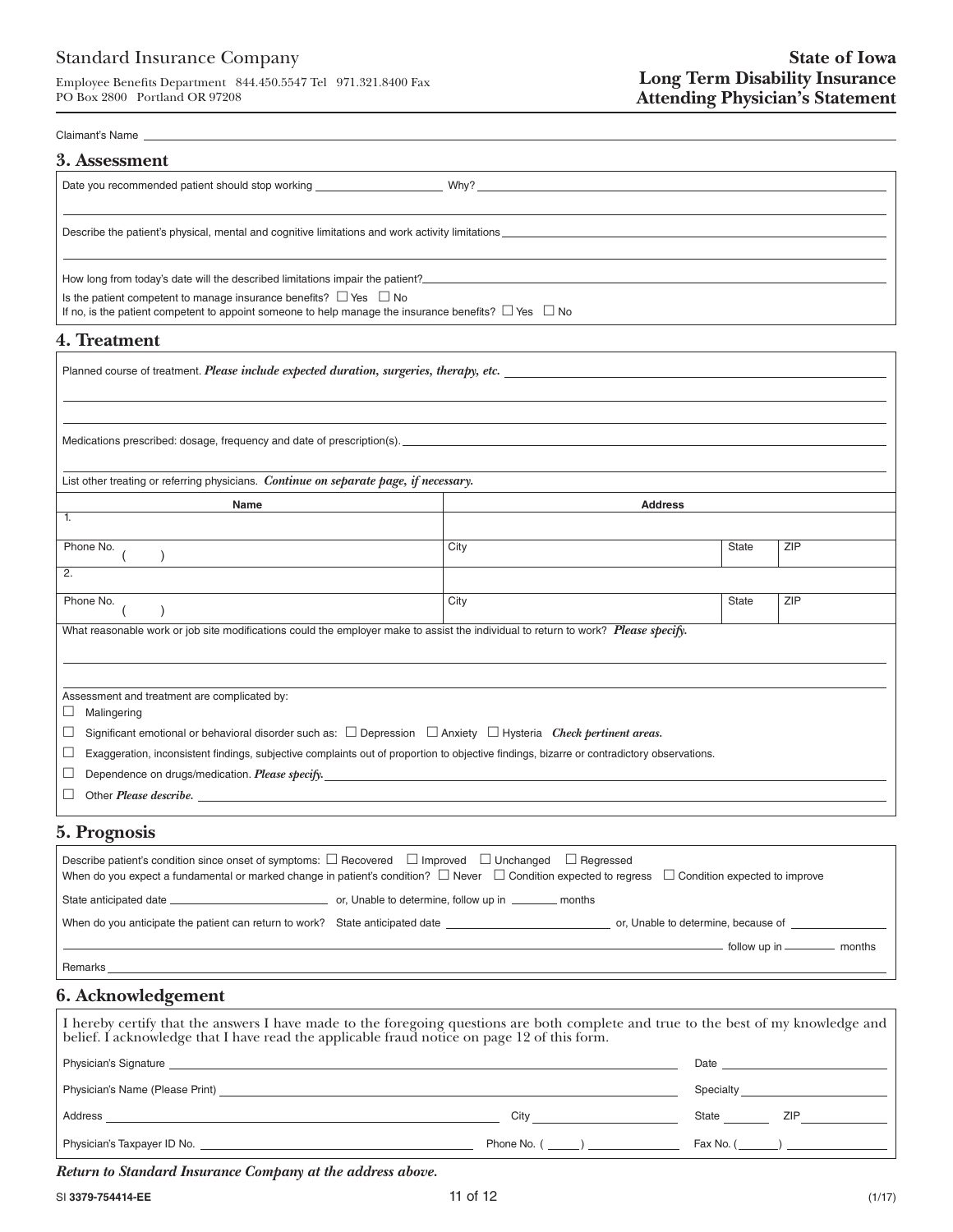Standard Insurance Company

Employee Benefits Department 844.450.5547 Tel 971.321.8400 Fax
PO Box 2800 Portland OR 97208

**State of Iowa**
**Long Term Disability Insurance**
**Attending Physician's Statement**

Claimant's Name ____________________

## 3. Assessment

Date you recommended patient should stop working ____________ Why? ____________

Describe the patient's physical, mental and cognitive limitations and work activity limitations ____________

How long from today's date will the described limitations impair the patient? ____________

Is the patient competent to manage insurance benefits? ☐ Yes ☐ No
If no, is the patient competent to appoint someone to help manage the insurance benefits? ☐ Yes ☐ No

## 4. Treatment

Planned course of treatment. ***Please include expected duration, surgeries, therapy, etc.*** ____________

Medications prescribed: dosage, frequency and date of prescription(s). ____________

List other treating or referring physicians. ***Continue on separate page, if necessary.***

| Name | Address | | |
|---|---|---|---|
| 1. | | | |
| Phone No. ( ) | City | State | ZIP |
| 2. | | | |
| Phone No. ( ) | City | State | ZIP |

What reasonable work or job site modifications could the employer make to assist the individual to return to work? ***Please specify.***

Assessment and treatment are complicated by:

☐ Malingering

☐ Significant emotional or behavioral disorder such as: ☐ Depression ☐ Anxiety ☐ Hysteria ***Check pertinent areas.***

☐ Exaggeration, inconsistent findings, subjective complaints out of proportion to objective findings, bizarre or contradictory observations.

☐ Dependence on drugs/medication. ***Please specify.*** ____________

☐ Other ***Please describe.*** ____________

## 5. Prognosis

Describe patient's condition since onset of symptoms: ☐ Recovered ☐ Improved ☐ Unchanged ☐ Regressed

When do you expect a fundamental or marked change in patient's condition? ☐ Never ☐ Condition expected to regress ☐ Condition expected to improve

State anticipated date ____________ or, Unable to determine, follow up in ______ months

When do you anticipate the patient can return to work? State anticipated date ____________ or, Unable to determine, because of ____________ follow up in ______ months

Remarks ____________

## 6. Acknowledgement

I hereby certify that the answers I have made to the foregoing questions are both complete and true to the best of my knowledge and belief. I acknowledge that I have read the applicable fraud notice on page 12 of this form.

Physician's Signature ____________ Date ____________

Physician's Name (Please Print) ____________ Specialty ____________

Address ____________ City ____________ State ______ ZIP ______

Physician's Taxpayer ID No. ____________ Phone No. ( ) ____________ Fax No. ( ) ____________

***Return to Standard Insurance Company at the address above.***

SI **3379-754414-EE** (1/17)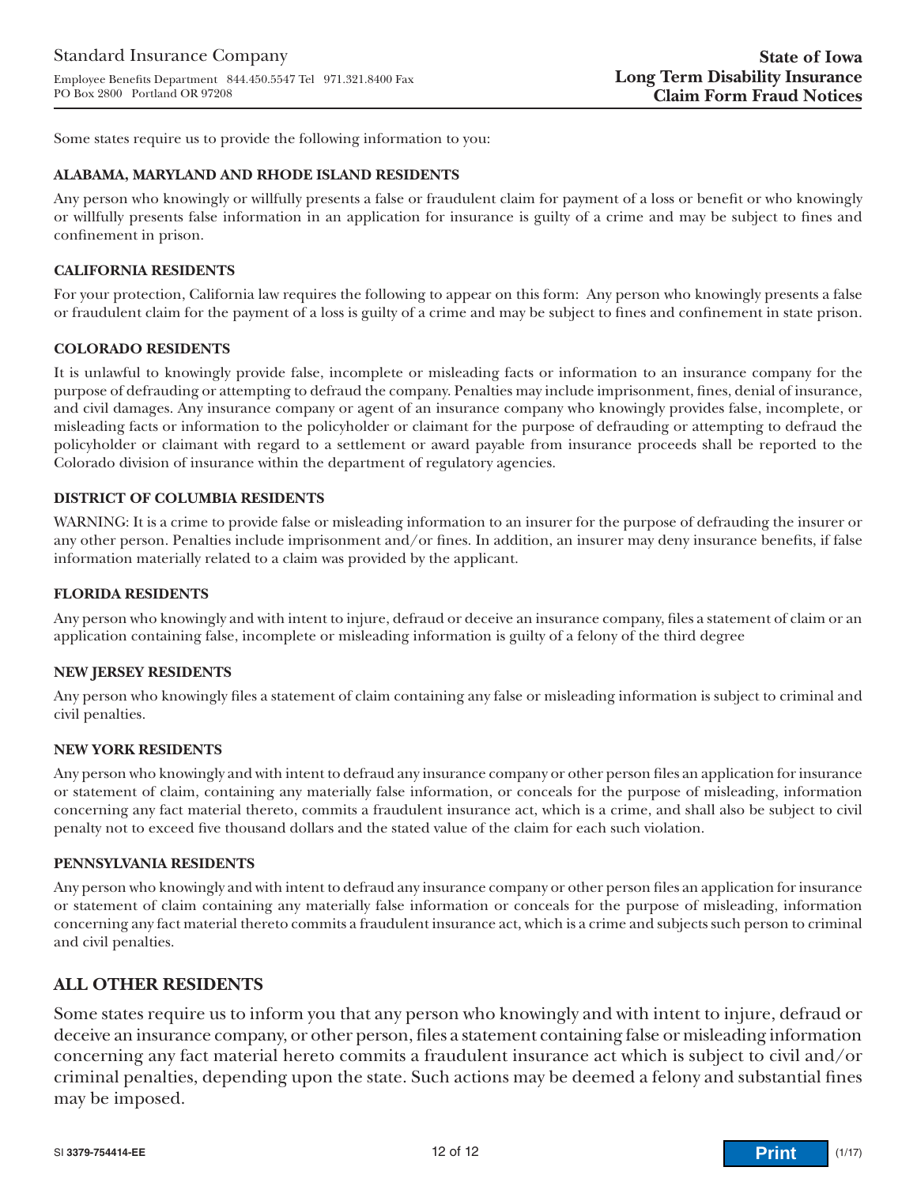Standard Insurance Company

Employee Benefits Department 844.450.5547 Tel 971.321.8400 Fax
PO Box 2800 Portland OR 97208

**State of Iowa**
**Long Term Disability Insurance**
**Claim Form Fraud Notices**

Some states require us to provide the following information to you:

### ALABAMA, MARYLAND AND RHODE ISLAND RESIDENTS

Any person who knowingly or willfully presents a false or fraudulent claim for payment of a loss or benefit or who knowingly or willfully presents false information in an application for insurance is guilty of a crime and may be subject to fines and confinement in prison.

### CALIFORNIA RESIDENTS

For your protection, California law requires the following to appear on this form: Any person who knowingly presents a false or fraudulent claim for the payment of a loss is guilty of a crime and may be subject to fines and confinement in state prison.

### COLORADO RESIDENTS

It is unlawful to knowingly provide false, incomplete or misleading facts or information to an insurance company for the purpose of defrauding or attempting to defraud the company. Penalties may include imprisonment, fines, denial of insurance, and civil damages. Any insurance company or agent of an insurance company who knowingly provides false, incomplete, or misleading facts or information to the policyholder or claimant for the purpose of defrauding or attempting to defraud the policyholder or claimant with regard to a settlement or award payable from insurance proceeds shall be reported to the Colorado division of insurance within the department of regulatory agencies.

### DISTRICT OF COLUMBIA RESIDENTS

WARNING: It is a crime to provide false or misleading information to an insurer for the purpose of defrauding the insurer or any other person. Penalties include imprisonment and/or fines. In addition, an insurer may deny insurance benefits, if false information materially related to a claim was provided by the applicant.

### FLORIDA RESIDENTS

Any person who knowingly and with intent to injure, defraud or deceive an insurance company, files a statement of claim or an application containing false, incomplete or misleading information is guilty of a felony of the third degree

### NEW JERSEY RESIDENTS

Any person who knowingly files a statement of claim containing any false or misleading information is subject to criminal and civil penalties.

### NEW YORK RESIDENTS

Any person who knowingly and with intent to defraud any insurance company or other person files an application for insurance or statement of claim, containing any materially false information, or conceals for the purpose of misleading, information concerning any fact material thereto, commits a fraudulent insurance act, which is a crime, and shall also be subject to civil penalty not to exceed five thousand dollars and the stated value of the claim for each such violation.

### PENNSYLVANIA RESIDENTS

Any person who knowingly and with intent to defraud any insurance company or other person files an application for insurance or statement of claim containing any materially false information or conceals for the purpose of misleading, information concerning any fact material thereto commits a fraudulent insurance act, which is a crime and subjects such person to criminal and civil penalties.

## ALL OTHER RESIDENTS

Some states require us to inform you that any person who knowingly and with intent to injure, defraud or deceive an insurance company, or other person, files a statement containing false or misleading information concerning any fact material hereto commits a fraudulent insurance act which is subject to civil and/or criminal penalties, depending upon the state. Such actions may be deemed a felony and substantial fines may be imposed.

SI **3379-754414-EE** (1/17)